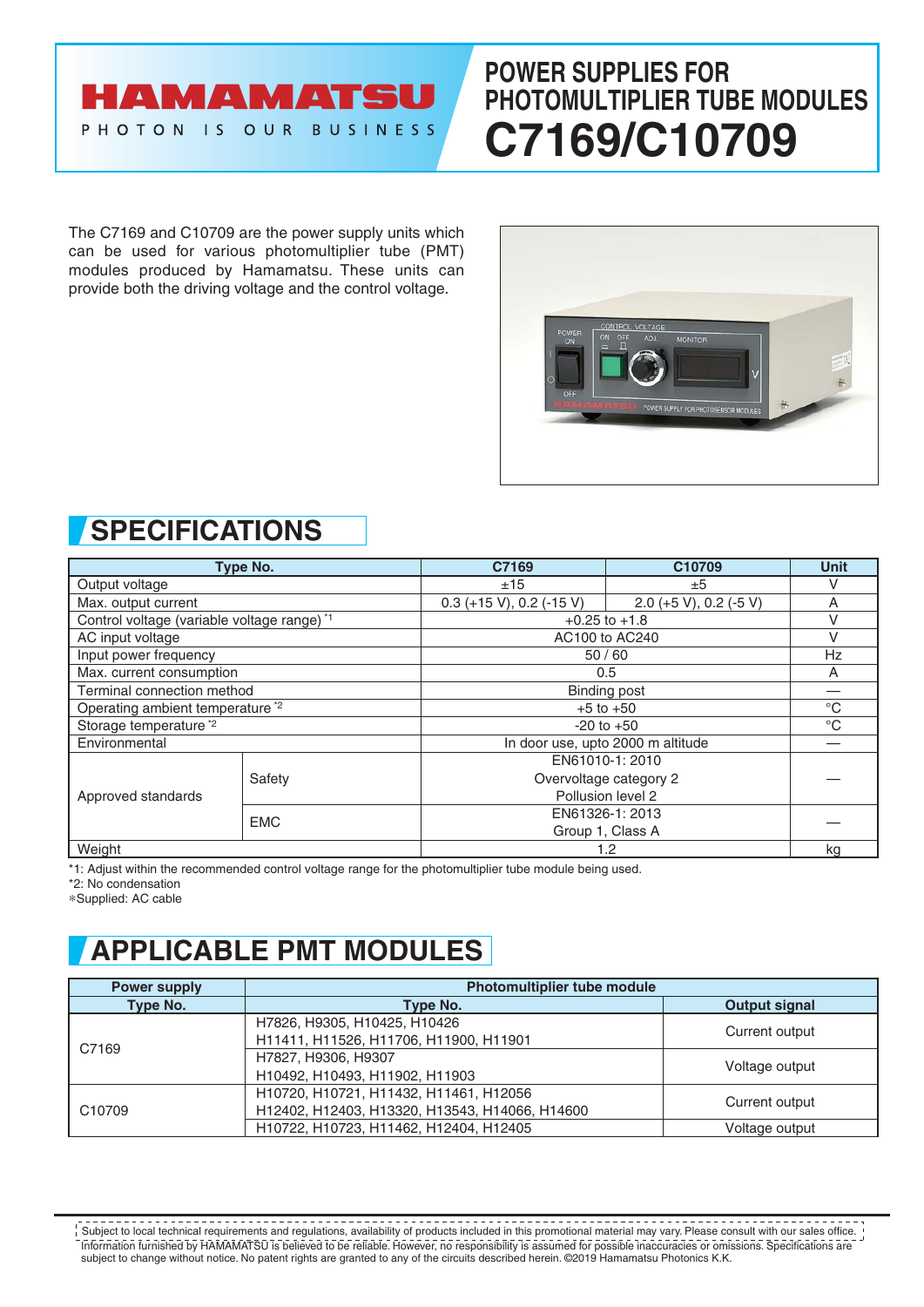HAMAMATSU

PHOTON IS OUR BUSINESS

# POWER SUPPLIES FOR PHOTOMULTIPLIER TUBE MODULES C7169/C10709

The C7169 and C10709 are the power supply units which can be used for various photomultiplier tube (PMT) modules produced by Hamamatsu. These units can provide both the driving voltage and the control voltage.

## SPECIFICATIONS

| Type No. | | C7169 | C10709 | Unit |
|---|---|---|---|---|
| Output voltage | | ±15 | ±5 | V |
| Max. output current | | 0.3 (+15 V), 0.2 (-15 V) | 2.0 (+5 V), 0.2 (-5 V) | A |
| Control voltage (variable voltage range) *1 | | +0.25 to +1.8 | | V |
| AC input voltage | | AC100 to AC240 | | V |
| Input power frequency | | 50 / 60 | | Hz |
| Max. current consumption | | 0.5 | | A |
| Terminal connection method | | Binding post | | — |
| Operating ambient temperature *2 | | +5 to +50 | | °C |
| Storage temperature *2 | | -20 to +50 | | °C |
| Environmental | | In door use, upto 2000 m altitude | | — |
| Approved standards | Safety | EN61010-1: 2010 Overvoltage category 2 Pollution level 2 | | — |
| | EMC | EN61326-1: 2013 Group 1, Class A | | — |
| Weight | | 1.2 | | kg |

*1: Adjust within the recommended control voltage range for the photomultiplier tube module being used.

*2: No condensation

*Supplied: AC cable

## APPLICABLE PMT MODULES

| Power supply | Photomultiplier tube module | |
|---|---|---|
| Type No. | Type No. | Output signal |
| C7169 | H7826, H9305, H10425, H10426 H11411, H11526, H11706, H11900, H11901 | Current output |
| | H7827, H9306, H9307 H10492, H10493, H11902, H11903 | Voltage output |
| C10709 | H10720, H10721, H11432, H11461, H12056 H12402, H12403, H13320, H13543, H14066, H14600 | Current output |
| | H10722, H10723, H11462, H12404, H12405 | Voltage output |

Subject to local technical requirements and regulations, availability of products included in this promotional material may vary. Please consult with our sales office. Information furnished by HAMAMATSU is believed to be reliable. However, no responsibility is assumed for possible inaccuracies or omissions. Specifications are subject to change without notice. No patent rights are granted to any of the circuits described herein. ©2019 Hamamatsu Photonics K.K.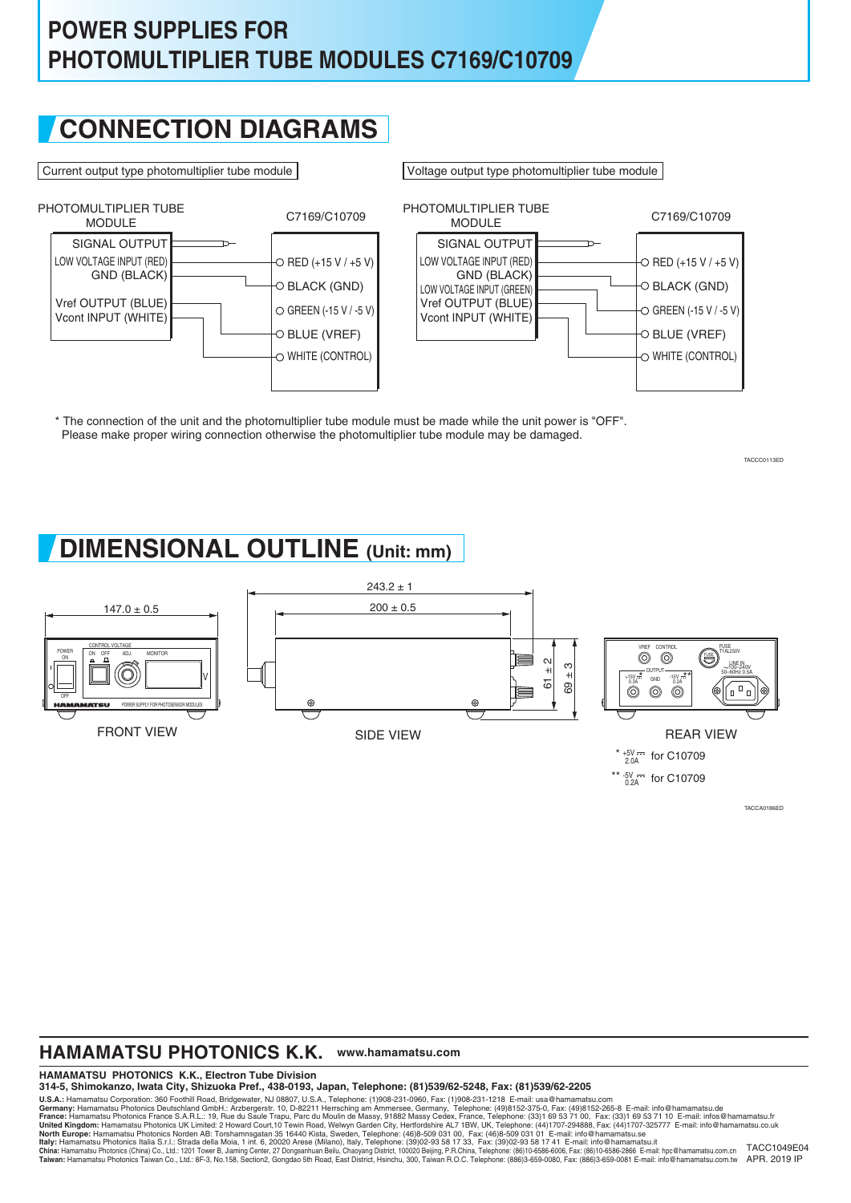# POWER SUPPLIES FOR PHOTOMULTIPLIER TUBE MODULES C7169/C10709

## CONNECTION DIAGRAMS

Current output type photomultiplier tube module

PHOTOMULTIPLIER TUBE MODULE
SIGNAL OUTPUT
LOW VOLTAGE INPUT (RED)
GND (BLACK)
Vref OUTPUT (BLUE)
Vcont INPUT (WHITE)

C7169/C10709
RED (+15 V / +5 V)
BLACK (GND)
GREEN (-15 V / -5 V)
BLUE (VREF)
WHITE (CONTROL)

Voltage output type photomultiplier tube module

PHOTOMULTIPLIER TUBE MODULE
SIGNAL OUTPUT
LOW VOLTAGE INPUT (RED)
GND (BLACK)
LOW VOLTAGE INPUT (GREEN)
Vref OUTPUT (BLUE)
Vcont INPUT (WHITE)

C7169/C10709
RED (+15 V / +5 V)
BLACK (GND)
GREEN (-15 V / -5 V)
BLUE (VREF)
WHITE (CONTROL)

* The connection of the unit and the photomultiplier tube module must be made while the unit power is "OFF".
Please make proper wiring connection otherwise the photomultiplier tube module may be damaged.

TACCC0113ED

## DIMENSIONAL OUTLINE (Unit: mm)

147.0 ± 0.5
POWER ON OFF
CONTROL VOLTAGE ON OFF ADJ.
MONITOR
V
HAMAMATSU POWER SUPPLY FOR PHOTOSENSOR MODULES

FRONT VIEW

243.2 ± 1
200 ± 0.5
61 ± 2
69 ± 3

SIDE VIEW

VREF CONTROL
FUSE T1AL250V
OUTPUT
+15V 0.3A
GND
-15V 0.2A
LINE IN ~100-240V 50-60Hz 0.5A

REAR VIEW

* +5V 2.0A for C10709
** -5V 0.2A for C10709

TACCA0186ED

**HAMAMATSU PHOTONICS K.K.** www.hamamatsu.com

**HAMAMATSU PHOTONICS K.K., Electron Tube Division**
**314-5, Shimokanzo, Iwata City, Shizuoka Pref., 438-0193, Japan, Telephone: (81)539/62-5248, Fax: (81)539/62-2205**

**U.S.A.:** Hamamatsu Corporation: 360 Foothill Road, Bridgewater, NJ 08807, U.S.A., Telephone: (1)908-231-0960, Fax: (1)908-231-1218 E-mail: usa@hamamatsu.com
**Germany:** Hamamatsu Photonics Deutschland GmbH.: Arzbergerstr. 10, D-82211 Herrsching am Ammersee, Germany, Telephone: (49)8152-375-0, Fax: (49)8152-265-8 E-mail: info@hamamatsu.de
**France:** Hamamatsu Photonics France S.A.R.L.: 19, Rue du Saule Trapu, Parc du Moulin de Massy, 91882 Massy Cedex, France, Telephone: (33)1 69 53 71 00, Fax: (33)1 69 53 71 10 E-mail: infos@hamamatsu.fr
**United Kingdom:** Hamamatsu Photonics UK Limited: 2 Howard Court,10 Tewin Road, Welwyn Garden City, Hertfordshire AL7 1BW, UK, Telephone: (44)1707-294888, Fax: (44)1707-325777 E-mail: info@hamamatsu.co.uk
**North Europe:** Hamamatsu Photonics Norden AB: Torshamnsgatan 35 16440 Kista, Sweden, Telephone: (46)8-509 031 00, Fax: (46)8-509 031 01 E-mail: info@hamamatsu.se
**Italy:** Hamamatsu Photonics Italia S.r.l.: Strada della Moia, 1 int. 6, 20020 Arese (Milano), Italy, Telephone: (39)02-93 58 17 33, Fax: (39)02-93 58 17 41 E-mail: info@hamamatsu.it
**China:** Hamamatsu Photonics (China) Co., Ltd.: 1201 Tower B, Jiaming Center, 27 Dongsanhuan Beilu, Chaoyang District, 100020 Beijing, P.R.China, Telephone: (86)10-6586-6006, Fax: (86)10-6586-2866 E-mail: hpc@hamamatsu.com.cn
**Taiwan:** Hamamatsu Photonics Taiwan Co., Ltd.: 8F-3, No.158, Section2, Gongdao 5th Road, East District, Hsinchu, 300, Taiwan R.O.C. Telephone: (886)3-659-0080, Fax: (886)3-659-0081 E-mail: info@hamamatsu.com.tw

TACC1049E04
APR. 2019 IP